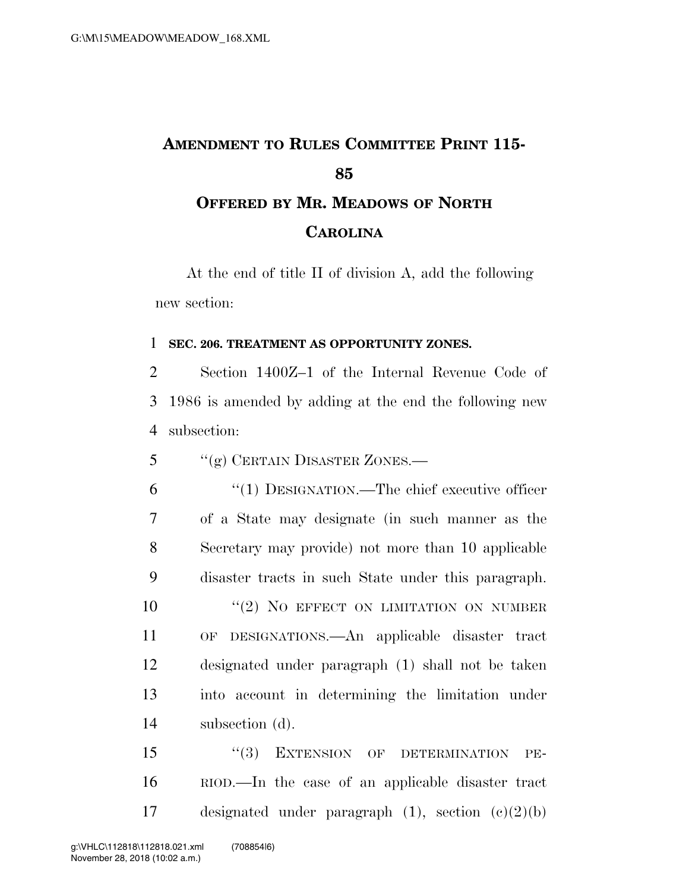# AMENDMENT TO RULES COMMITTEE PRINT 115-85

## OFFERED BY MR. MEADOWS OF NORTH CAROLINA

At the end of title II of division A, add the following new section:

1 **SEC. 206. TREATMENT AS OPPORTUNITY ZONES.**

2 Section 1400Z–1 of the Internal Revenue Code of
3 1986 is amended by adding at the end the following new
4 subsection:

5 "(g) CERTAIN DISASTER ZONES.—

6 "(1) DESIGNATION.—The chief executive officer
7 of a State may designate (in such manner as the
8 Secretary may provide) not more than 10 applicable
9 disaster tracts in such State under this paragraph.

10 "(2) NO EFFECT ON LIMITATION ON NUMBER
11 OF DESIGNATIONS.—An applicable disaster tract
12 designated under paragraph (1) shall not be taken
13 into account in determining the limitation under
14 subsection (d).

15 "(3) EXTENSION OF DETERMINATION PE-
16 RIOD.—In the case of an applicable disaster tract
17 designated under paragraph (1), section (c)(2)(b)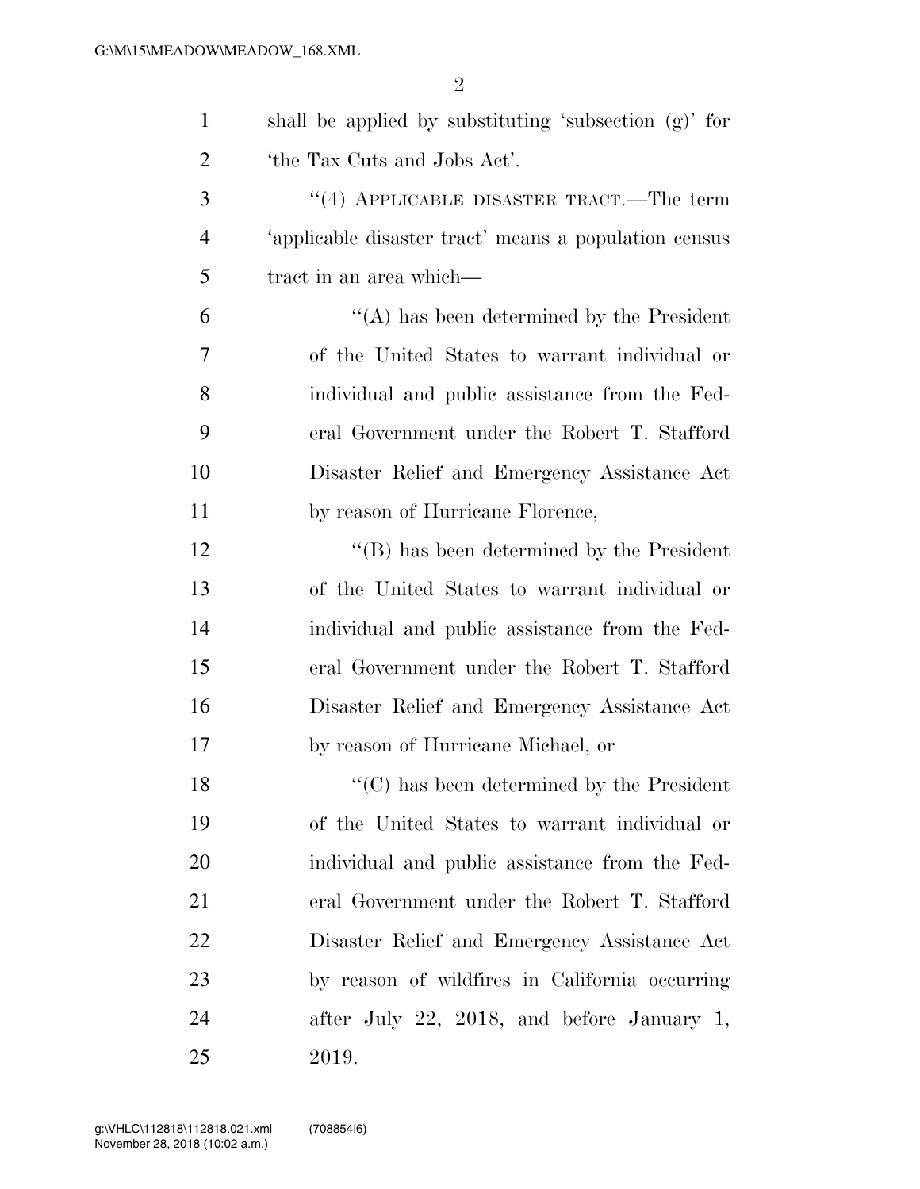shall be applied by substituting 'subsection (g)' for 'the Tax Cuts and Jobs Act'.

"(4) APPLICABLE DISASTER TRACT.—The term 'applicable disaster tract' means a population census tract in an area which—

"(A) has been determined by the President of the United States to warrant individual or individual and public assistance from the Federal Government under the Robert T. Stafford Disaster Relief and Emergency Assistance Act by reason of Hurricane Florence,

"(B) has been determined by the President of the United States to warrant individual or individual and public assistance from the Federal Government under the Robert T. Stafford Disaster Relief and Emergency Assistance Act by reason of Hurricane Michael, or

"(C) has been determined by the President of the United States to warrant individual or individual and public assistance from the Federal Government under the Robert T. Stafford Disaster Relief and Emergency Assistance Act by reason of wildfires in California occurring after July 22, 2018, and before January 1, 2019.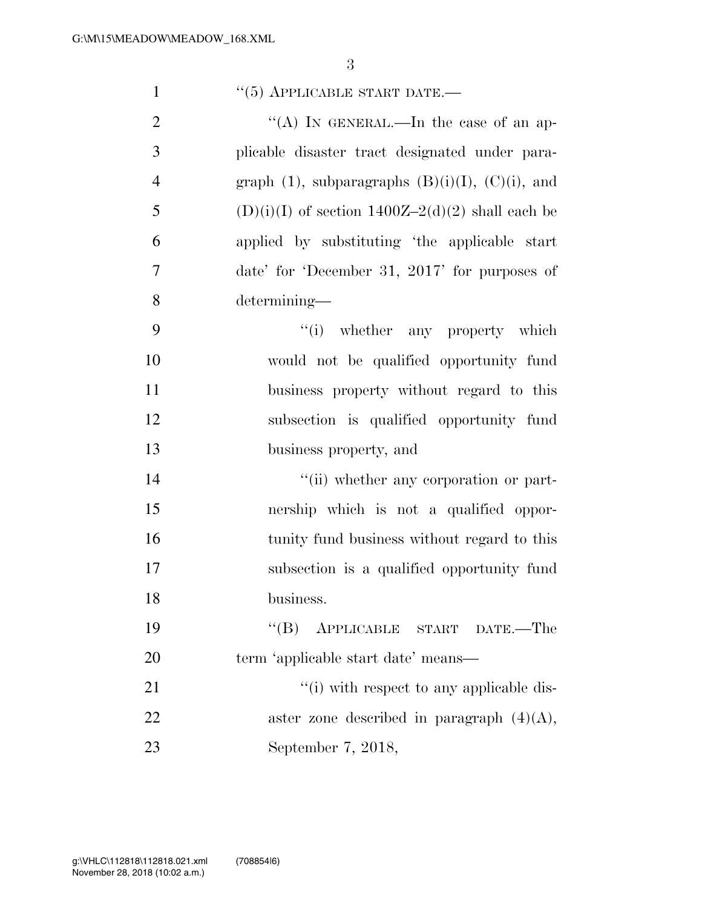"(5) APPLICABLE START DATE.—

"(A) IN GENERAL.—In the case of an applicable disaster tract designated under paragraph (1), subparagraphs (B)(i)(I), (C)(i), and (D)(i)(I) of section 1400Z–2(d)(2) shall each be applied by substituting 'the applicable start date' for 'December 31, 2017' for purposes of determining—

"(i) whether any property which would not be qualified opportunity fund business property without regard to this subsection is qualified opportunity fund business property, and

"(ii) whether any corporation or partnership which is not a qualified opportunity fund business without regard to this subsection is a qualified opportunity fund business.

"(B) APPLICABLE START DATE.—The term 'applicable start date' means—

"(i) with respect to any applicable disaster zone described in paragraph (4)(A), September 7, 2018,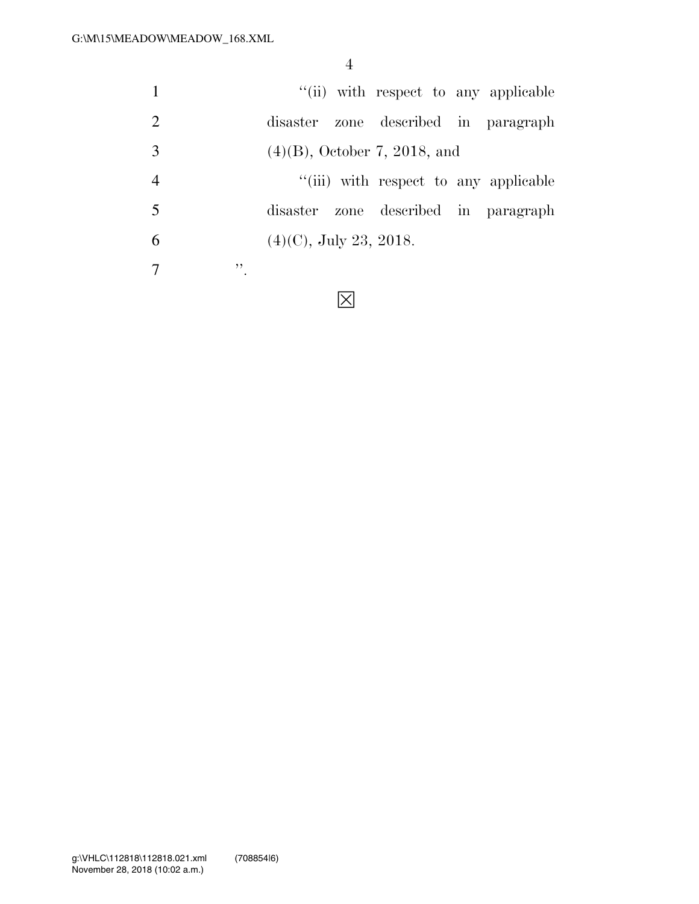"(ii) with respect to any applicable disaster zone described in paragraph (4)(B), October 7, 2018, and

"(iii) with respect to any applicable disaster zone described in paragraph (4)(C), July 23, 2018.

".